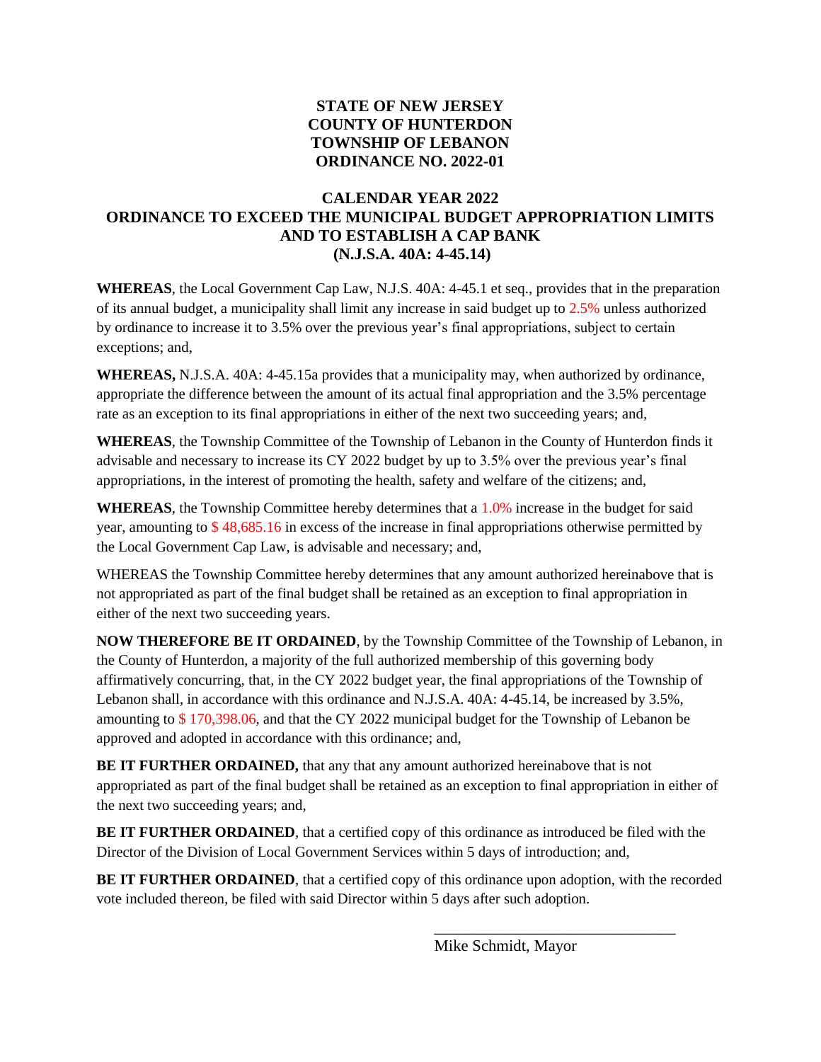**STATE OF NEW JERSEY**
**COUNTY OF HUNTERDON**
**TOWNSHIP OF LEBANON**
**ORDINANCE NO. 2022-01**

**CALENDAR YEAR 2022**
**ORDINANCE TO EXCEED THE MUNICIPAL BUDGET APPROPRIATION LIMITS AND TO ESTABLISH A CAP BANK**
**(N.J.S.A. 40A: 4-45.14)**

**WHEREAS**, the Local Government Cap Law, N.J.S. 40A: 4-45.1 et seq., provides that in the preparation of its annual budget, a municipality shall limit any increase in said budget up to 2.5% unless authorized by ordinance to increase it to 3.5% over the previous year's final appropriations, subject to certain exceptions; and,

**WHEREAS,** N.J.S.A. 40A: 4-45.15a provides that a municipality may, when authorized by ordinance, appropriate the difference between the amount of its actual final appropriation and the 3.5% percentage rate as an exception to its final appropriations in either of the next two succeeding years; and,

**WHEREAS**, the Township Committee of the Township of Lebanon in the County of Hunterdon finds it advisable and necessary to increase its CY 2022 budget by up to 3.5% over the previous year's final appropriations, in the interest of promoting the health, safety and welfare of the citizens; and,

**WHEREAS**, the Township Committee hereby determines that a 1.0% increase in the budget for said year, amounting to $ 48,685.16 in excess of the increase in final appropriations otherwise permitted by the Local Government Cap Law, is advisable and necessary; and,

WHEREAS the Township Committee hereby determines that any amount authorized hereinabove that is not appropriated as part of the final budget shall be retained as an exception to final appropriation in either of the next two succeeding years.

**NOW THEREFORE BE IT ORDAINED**, by the Township Committee of the Township of Lebanon, in the County of Hunterdon, a majority of the full authorized membership of this governing body affirmatively concurring, that, in the CY 2022 budget year, the final appropriations of the Township of Lebanon shall, in accordance with this ordinance and N.J.S.A. 40A: 4-45.14, be increased by 3.5%, amounting to $ 170,398.06, and that the CY 2022 municipal budget for the Township of Lebanon be approved and adopted in accordance with this ordinance; and,

**BE IT FURTHER ORDAINED,** that any that any amount authorized hereinabove that is not appropriated as part of the final budget shall be retained as an exception to final appropriation in either of the next two succeeding years; and,

**BE IT FURTHER ORDAINED**, that a certified copy of this ordinance as introduced be filed with the Director of the Division of Local Government Services within 5 days of introduction; and,

**BE IT FURTHER ORDAINED**, that a certified copy of this ordinance upon adoption, with the recorded vote included thereon, be filed with said Director within 5 days after such adoption.

\_\_\_\_\_\_\_\_\_\_\_\_\_\_\_\_\_\_\_\_\_\_\_\_\_\_\_\_\_\_
Mike Schmidt, Mayor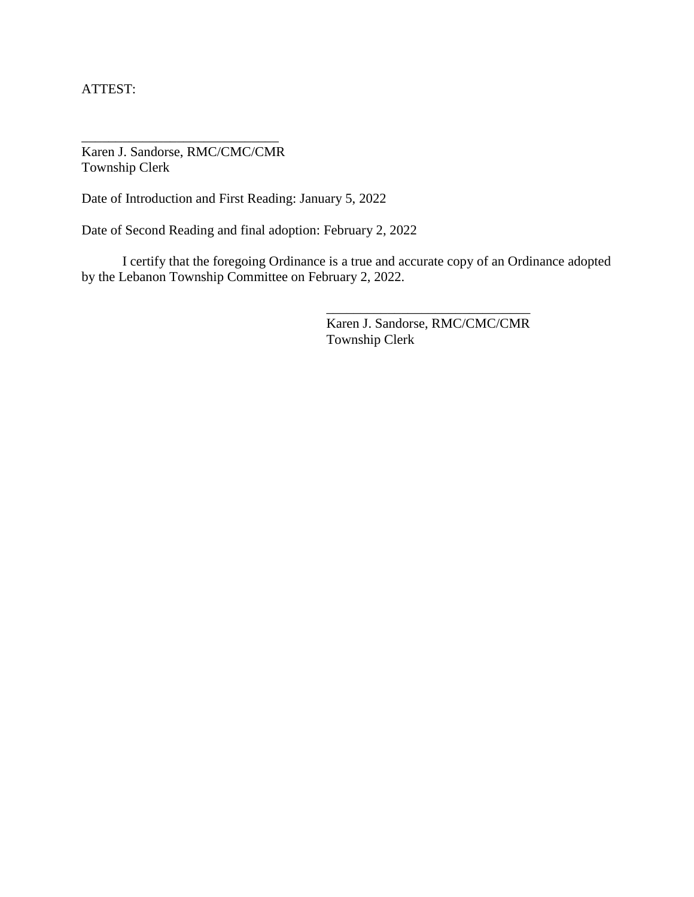ATTEST:

\_\_\_\_\_\_\_\_\_\_\_\_\_\_\_\_\_\_\_\_\_\_\_\_\_\_\_\_\_\_
Karen J. Sandorse, RMC/CMC/CMR
Township Clerk

Date of Introduction and First Reading: January 5, 2022

Date of Second Reading and final adoption: February 2, 2022

I certify that the foregoing Ordinance is a true and accurate copy of an Ordinance adopted by the Lebanon Township Committee on February 2, 2022.

\_\_\_\_\_\_\_\_\_\_\_\_\_\_\_\_\_\_\_\_\_\_\_\_\_\_\_\_\_\_
Karen J. Sandorse, RMC/CMC/CMR
Township Clerk